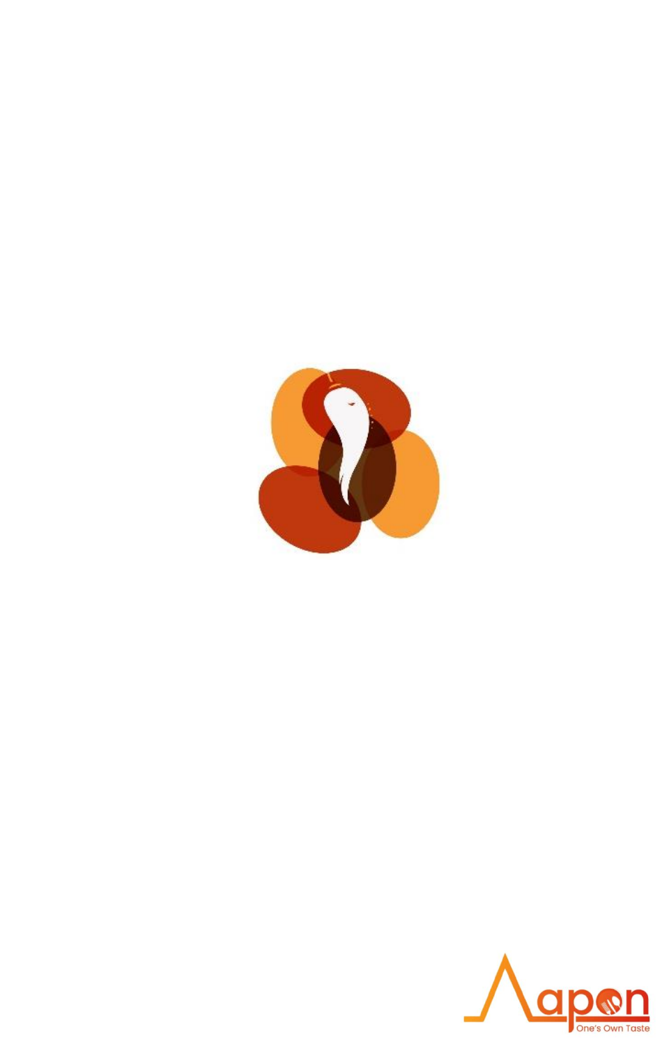Aapon

One's Own Taste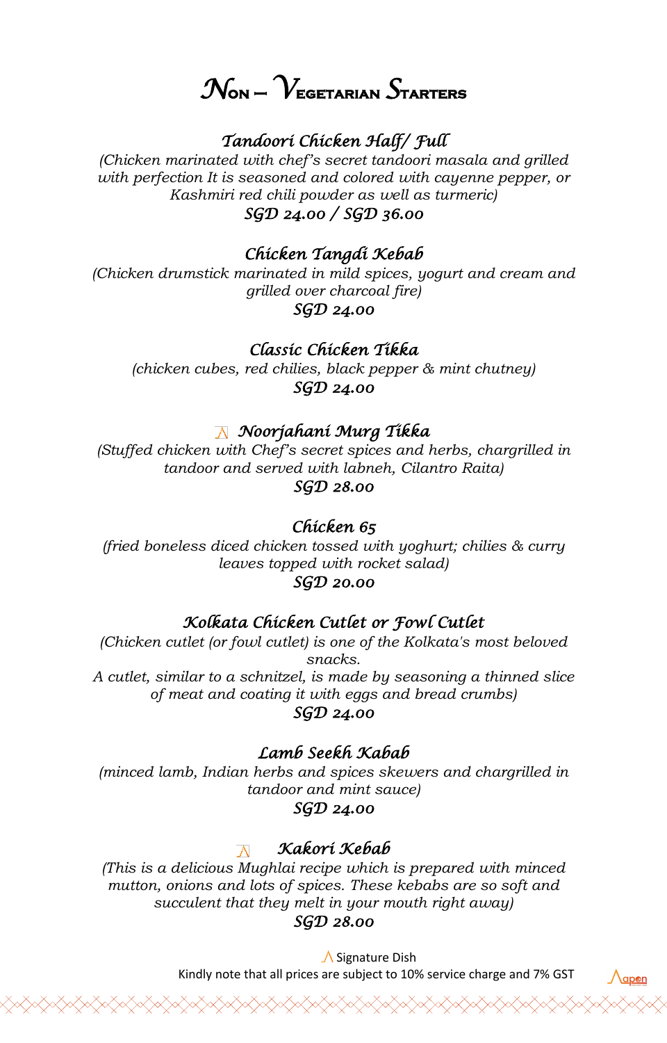# Non – Vegetarian Starters

### *Tandoori Chicken Half/ Full*

*(Chicken marinated with chef's secret tandoori masala and grilled with perfection It is seasoned and colored with cayenne pepper, or Kashmiri red chili powder as well as turmeric)*

*SGD 24.00 / SGD 36.00*

### *Chicken Tangdi Kebab*

*(Chicken drumstick marinated in mild spices, yogurt and cream and grilled over charcoal fire)*

*SGD 24.00*

### *Classic Chicken Tikka*

*(chicken cubes, red chilies, black pepper & mint chutney)*

*SGD 24.00*

### *Noorjahani Murg Tikka*

*(Stuffed chicken with Chef's secret spices and herbs, chargrilled in tandoor and served with labneh, Cilantro Raita)*

*SGD 28.00*

### *Chicken 65*

*(fried boneless diced chicken tossed with yoghurt; chilies & curry leaves topped with rocket salad)*

*SGD 20.00*

### *Kolkata Chicken Cutlet or Fowl Cutlet*

*(Chicken cutlet (or fowl cutlet) is one of the Kolkata's most beloved snacks.*
*A cutlet, similar to a schnitzel, is made by seasoning a thinned slice of meat and coating it with eggs and bread crumbs)*

*SGD 24.00*

### *Lamb Seekh Kabab*

*(minced lamb, Indian herbs and spices skewers and chargrilled in tandoor and mint sauce)*

*SGD 24.00*

### *Kakori Kebab*

*(This is a delicious Mughlai recipe which is prepared with minced mutton, onions and lots of spices. These kebabs are so soft and succulent that they melt in your mouth right away)*

*SGD 28.00*

Signature Dish: Noorjahani Murg Tikka, Kakori Kebab

Kindly note that all prices are subject to 10% service charge and 7% GST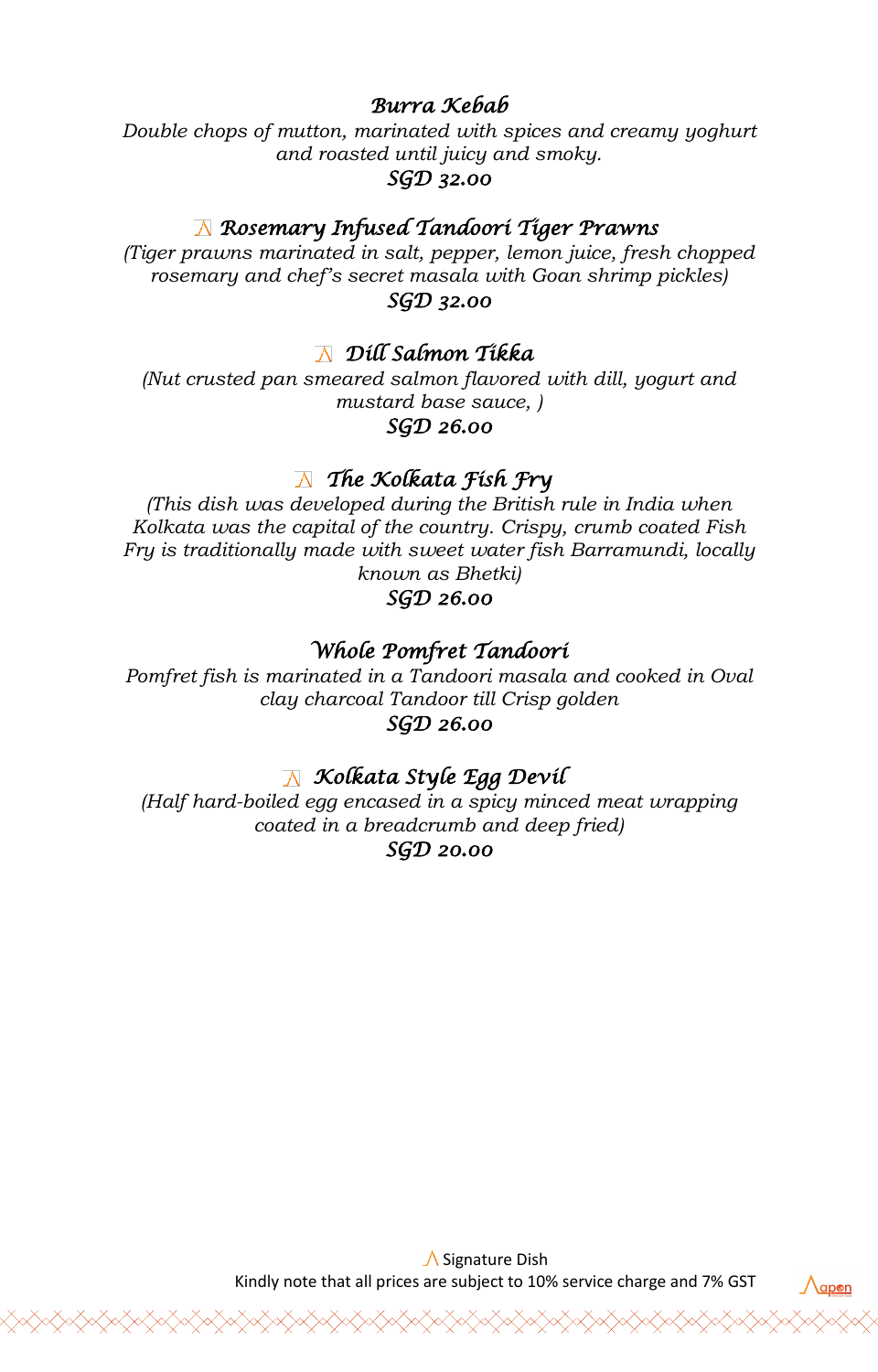### Burra Kebab

*Double chops of mutton, marinated with spices and creamy yoghurt and roasted until juicy and smoky.*

**SGD 32.00**

### Λ Rosemary Infused Tandoori Tiger Prawns

*(Tiger prawns marinated in salt, pepper, lemon juice, fresh chopped rosemary and chef's secret masala with Goan shrimp pickles)*

**SGD 32.00**

### Λ Dill Salmon Tikka

*(Nut crusted pan smeared salmon flavored with dill, yogurt and mustard base sauce, )*

**SGD 26.00**

### Λ The Kolkata Fish Fry

*(This dish was developed during the British rule in India when Kolkata was the capital of the country. Crispy, crumb coated Fish Fry is traditionally made with sweet water fish Barramundi, locally known as Bhetki)*

**SGD 26.00**

### Whole Pomfret Tandoori

*Pomfret fish is marinated in a Tandoori masala and cooked in Oval clay charcoal Tandoor till Crisp golden*

**SGD 26.00**

### Λ Kolkata Style Egg Devil

*(Half hard-boiled egg encased in a spicy minced meat wrapping coated in a breadcrumb and deep fried)*

**SGD 20.00**

Λ Signature Dish

Kindly note that all prices are subject to 10% service charge and 7% GST